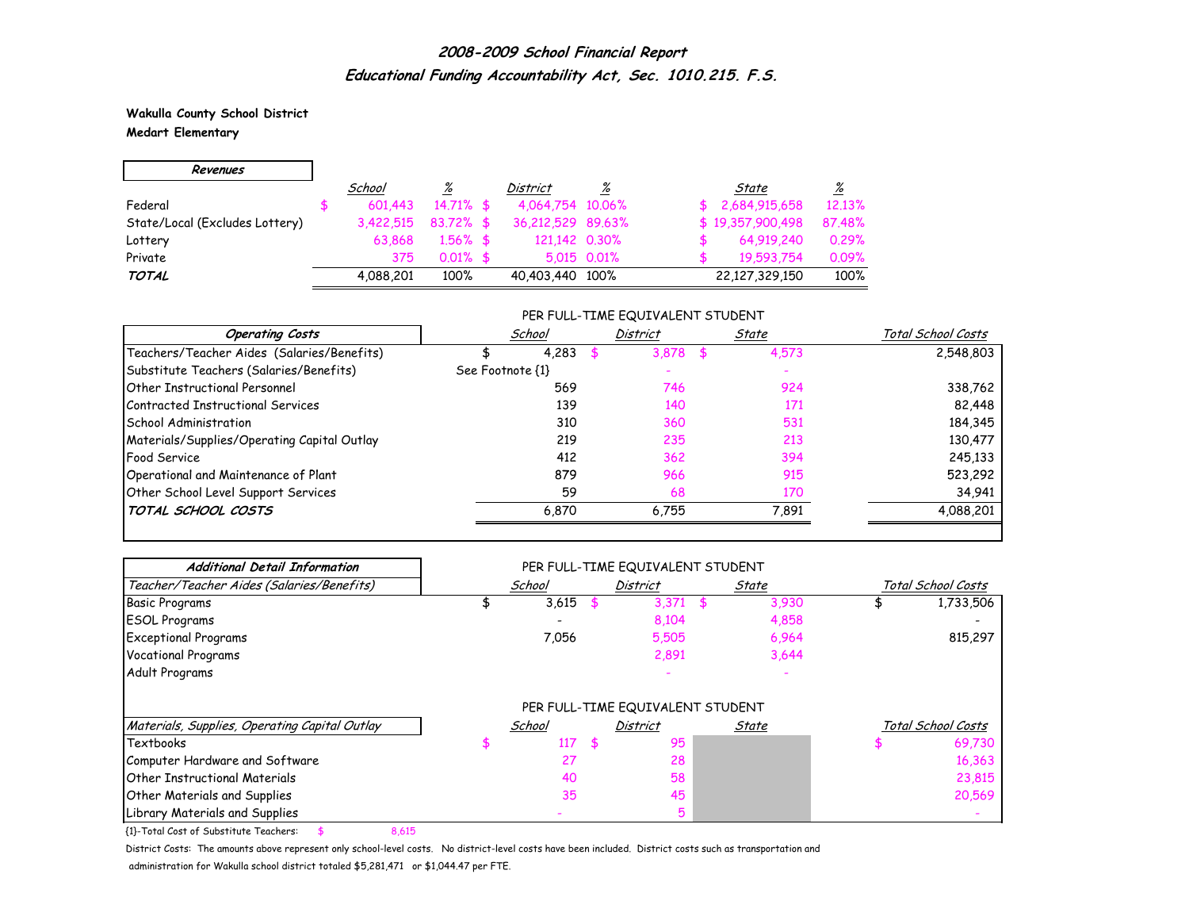# *2008-2009 School Financial Report*
## *Educational Funding Accountability Act, Sec. 1010.215. F.S.*

**Wakulla County School District**
**Medart Elementary**

| *Revenues* | *School* | *%* | *District* | *%* | *State* | *%* |
|---|---|---|---|---|---|---|
| Federal | $ 601,443 | 14.71% | $ 4,064,754 | 10.06% | $ 2,684,915,658 | 12.13% |
| State/Local (Excludes Lottery) | 3,422,515 | 83.72% | $ 36,212,529 | 89.63% | $ 19,357,900,498 | 87.48% |
| Lottery | 63,868 | 1.56% | $ 121,142 | 0.30% | $ 64,919,240 | 0.29% |
| Private | 375 | 0.01% | $ 5,015 | 0.01% | $ 19,593,754 | 0.09% |
| ***TOTAL*** | 4,088,201 | 100% | 40,403,440 | 100% | 22,127,329,150 | 100% |

PER FULL-TIME EQUIVALENT STUDENT

| *Operating Costs* | *School* | *District* | *State* | *Total School Costs* |
|---|---|---|---|---|
| Teachers/Teacher Aides (Salaries/Benefits) | $ 4,283 | $ 3,878 | $ 4,573 | 2,548,803 |
| Substitute Teachers (Salaries/Benefits) | See Footnote {1} | - | - | |
| Other Instructional Personnel | 569 | 746 | 924 | 338,762 |
| Contracted Instructional Services | 139 | 140 | 171 | 82,448 |
| School Administration | 310 | 360 | 531 | 184,345 |
| Materials/Supplies/Operating Capital Outlay | 219 | 235 | 213 | 130,477 |
| Food Service | 412 | 362 | 394 | 245,133 |
| Operational and Maintenance of Plant | 879 | 966 | 915 | 523,292 |
| Other School Level Support Services | 59 | 68 | 170 | 34,941 |
| ***TOTAL SCHOOL COSTS*** | 6,870 | 6,755 | 7,891 | 4,088,201 |

PER FULL-TIME EQUIVALENT STUDENT

| *Additional Detail Information* | | | | |
|---|---|---|---|---|
| *Teacher/Teacher Aides (Salaries/Benefits)* | *School* | *District* | *State* | *Total School Costs* |
| Basic Programs | $ 3,615 | $ 3,371 | $ 3,930 | $ 1,733,506 |
| ESOL Programs | - | 8,104 | 4,858 | - |
| Exceptional Programs | 7,056 | 5,505 | 6,964 | 815,297 |
| Vocational Programs | | 2,891 | 3,644 | |
| Adult Programs | | - | - | |

PER FULL-TIME EQUIVALENT STUDENT

| *Materials, Supplies, Operating Capital Outlay* | *School* | *District* | *State* | *Total School Costs* |
|---|---|---|---|---|
| Textbooks | $ 117 | $ 95 | | $ 69,730 |
| Computer Hardware and Software | 27 | 28 | | 16,363 |
| Other Instructional Materials | 40 | 58 | | 23,815 |
| Other Materials and Supplies | 35 | 45 | | 20,569 |
| Library Materials and Supplies | - | 5 | | - |

{1}-Total Cost of Substitute Teachers: $ 8,615

District Costs: The amounts above represent only school-level costs. No district-level costs have been included. District costs such as transportation and administration for Wakulla school district totaled $5,281,471 or $1,044.47 per FTE.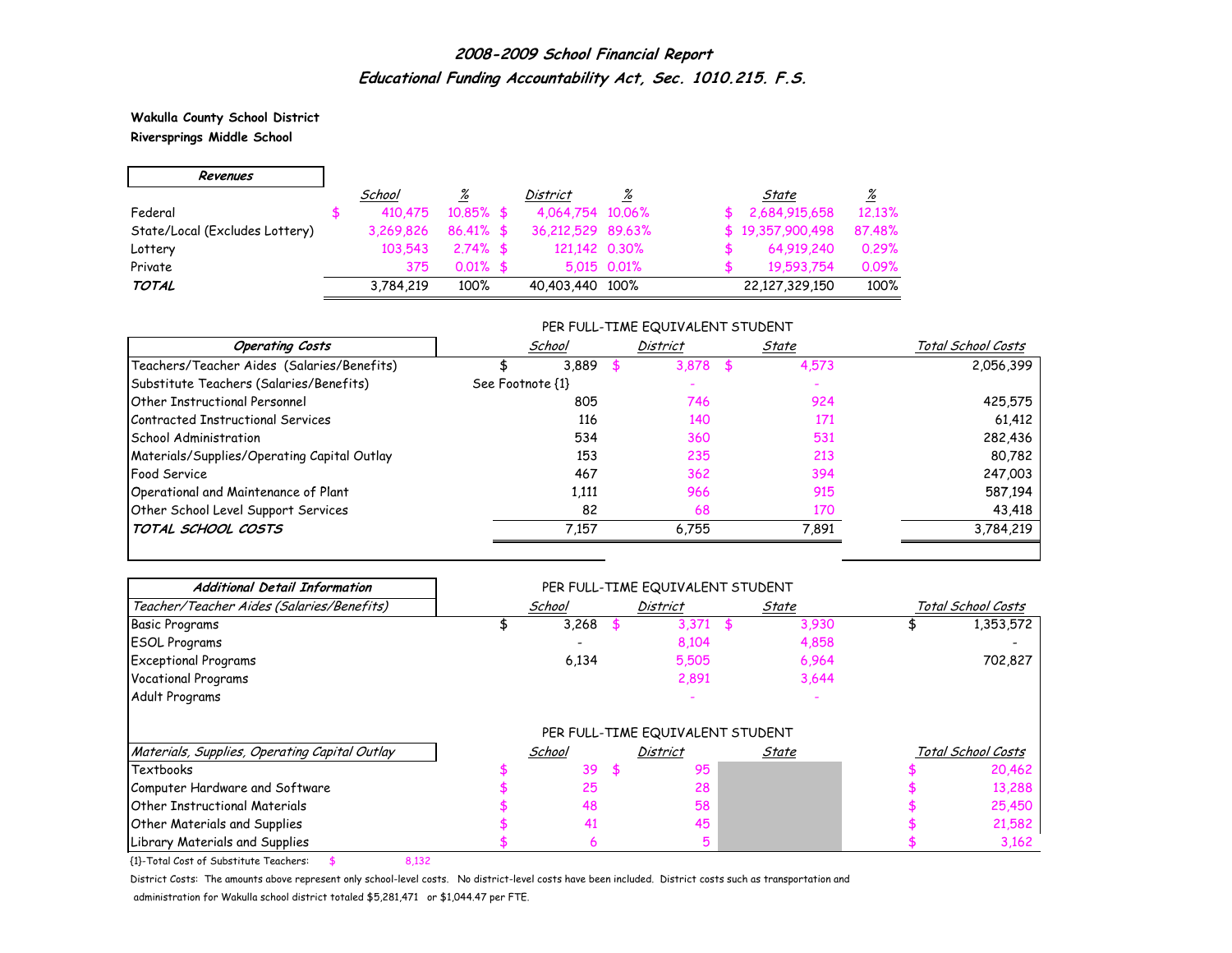# 2008-2009 School Financial Report

## Educational Funding Accountability Act, Sec. 1010.215. F.S.

**Wakulla County School District**
**Riversprings Middle School**

| ***Revenues*** | School | % | District | % | State | % |
|---|---|---|---|---|---|---|
| Federal | $ 410,475 | 10.85% | $ 4,064,754 | 10.06% | $ 2,684,915,658 | 12.13% |
| State/Local (Excludes Lottery) | 3,269,826 | 86.41% | $ 36,212,529 | 89.63% | $ 19,357,900,498 | 87.48% |
| Lottery | 103,543 | 2.74% | $ 121,142 | 0.30% | $ 64,919,240 | 0.29% |
| Private | 375 | 0.01% | $ 5,015 | 0.01% | $ 19,593,754 | 0.09% |
| ***TOTAL*** | 3,784,219 | 100% | 40,403,440 | 100% | 22,127,329,150 | 100% |

| ***Operating Costs*** | School (Per Full-Time Equivalent Student) | District (Per Full-Time Equivalent Student) | State (Per Full-Time Equivalent Student) | Total School Costs |
|---|---|---|---|---|
| Teachers/Teacher Aides (Salaries/Benefits) | $ 3,889 | $ 3,878 | $ 4,573 | 2,056,399 |
| Substitute Teachers (Salaries/Benefits) | See Footnote {1} | - | - | |
| Other Instructional Personnel | 805 | 746 | 924 | 425,575 |
| Contracted Instructional Services | 116 | 140 | 171 | 61,412 |
| School Administration | 534 | 360 | 531 | 282,436 |
| Materials/Supplies/Operating Capital Outlay | 153 | 235 | 213 | 80,782 |
| Food Service | 467 | 362 | 394 | 247,003 |
| Operational and Maintenance of Plant | 1,111 | 966 | 915 | 587,194 |
| Other School Level Support Services | 82 | 68 | 170 | 43,418 |
| ***TOTAL SCHOOL COSTS*** | 7,157 | 6,755 | 7,891 | 3,784,219 |

***Additional Detail Information***

| *Teacher/Teacher Aides (Salaries/Benefits)* | School (Per Full-Time Equivalent Student) | District (Per Full-Time Equivalent Student) | State (Per Full-Time Equivalent Student) | Total School Costs |
|---|---|---|---|---|
| Basic Programs | $ 3,268 | $ 3,371 | $ 3,930 | $ 1,353,572 |
| ESOL Programs | - | 8,104 | 4,858 | - |
| Exceptional Programs | 6,134 | 5,505 | 6,964 | 702,827 |
| Vocational Programs | | 2,891 | 3,644 | |
| Adult Programs | | - | - | |

| *Materials, Supplies, Operating Capital Outlay* | School (Per Full-Time Equivalent Student) | District (Per Full-Time Equivalent Student) | State (Per Full-Time Equivalent Student) | Total School Costs |
|---|---|---|---|---|
| Textbooks | $ 39 | $ 95 | | $ 20,462 |
| Computer Hardware and Software | $ 25 | 28 | | $ 13,288 |
| Other Instructional Materials | $ 48 | 58 | | $ 25,450 |
| Other Materials and Supplies | $ 41 | 45 | | $ 21,582 |
| Library Materials and Supplies | $ 6 | 5 | | $ 3,162 |

{1}-Total Cost of Substitute Teachers: $ 8,132

District Costs: The amounts above represent only school-level costs. No district-level costs have been included. District costs such as transportation and administration for Wakulla school district totaled $5,281,471 or $1,044.47 per FTE.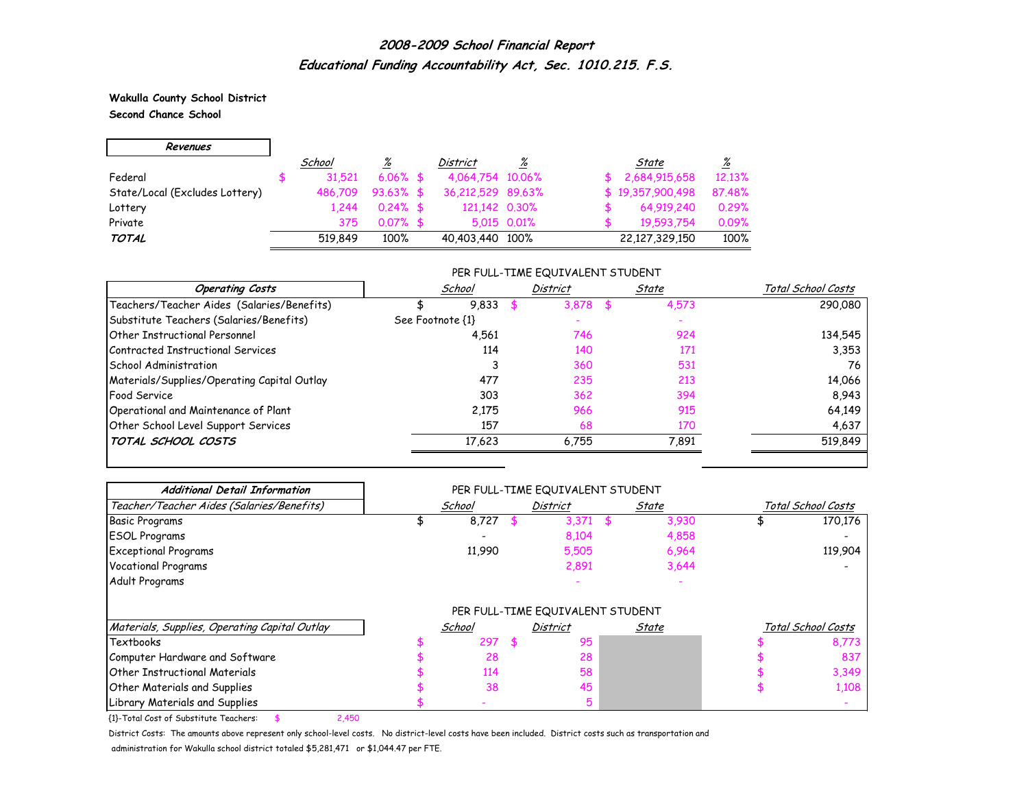# *2008-2009 School Financial Report*

## *Educational Funding Accountability Act, Sec. 1010.215. F.S.*

**Wakulla County School District**
**Second Chance School**

| *Revenues* | *School* | *%* | *District* | *%* | *State* | *%* |
|---|---|---|---|---|---|---|
| Federal | $ 31,521 | 6.06% | $ 4,064,754 | 10.06% | $ 2,684,915,658 | 12.13% |
| State/Local (Excludes Lottery) | 486,709 | 93.63% | $ 36,212,529 | 89.63% | $ 19,357,900,498 | 87.48% |
| Lottery | 1,244 | 0.24% | $ 121,142 | 0.30% | $ 64,919,240 | 0.29% |
| Private | 375 | 0.07% | $ 5,015 | 0.01% | $ 19,593,754 | 0.09% |
| ***TOTAL*** | 519,849 | 100% | 40,403,440 | 100% | 22,127,329,150 | 100% |

| *Operating Costs* | PER FULL-TIME EQUIVALENT STUDENT *School* | *District* | *State* | *Total School Costs* |
|---|---|---|---|---|
| Teachers/Teacher Aides (Salaries/Benefits) | $ 9,833 | $ 3,878 | $ 4,573 | 290,080 |
| Substitute Teachers (Salaries/Benefits) | See Footnote {1} | - | - | |
| Other Instructional Personnel | 4,561 | 746 | 924 | 134,545 |
| Contracted Instructional Services | 114 | 140 | 171 | 3,353 |
| School Administration | 3 | 360 | 531 | 76 |
| Materials/Supplies/Operating Capital Outlay | 477 | 235 | 213 | 14,066 |
| Food Service | 303 | 362 | 394 | 8,943 |
| Operational and Maintenance of Plant | 2,175 | 966 | 915 | 64,149 |
| Other School Level Support Services | 157 | 68 | 170 | 4,637 |
| ***TOTAL SCHOOL COSTS*** | 17,623 | 6,755 | 7,891 | 519,849 |

| ***Additional Detail Information*** *Teacher/Teacher Aides (Salaries/Benefits)* | PER FULL-TIME EQUIVALENT STUDENT *School* | *District* | *State* | *Total School Costs* |
|---|---|---|---|---|
| Basic Programs | $ 8,727 | $ 3,371 | $ 3,930 | $ 170,176 |
| ESOL Programs | - | 8,104 | 4,858 | - |
| Exceptional Programs | 11,990 | 5,505 | 6,964 | 119,904 |
| Vocational Programs | | 2,891 | 3,644 | - |
| Adult Programs | | - | - | |

| *Materials, Supplies, Operating Capital Outlay* | PER FULL-TIME EQUIVALENT STUDENT *School* | *District* | *State* | *Total School Costs* |
|---|---|---|---|---|
| Textbooks | $ 297 | $ 95 | | $ 8,773 |
| Computer Hardware and Software | $ 28 | 28 | | $ 837 |
| Other Instructional Materials | $ 114 | 58 | | $ 3,349 |
| Other Materials and Supplies | $ 38 | 45 | | $ 1,108 |
| Library Materials and Supplies | $ - | 5 | | - |

{1}-Total Cost of Substitute Teachers: $ 2,450

District Costs: The amounts above represent only school-level costs. No district-level costs have been included. District costs such as transportation and administration for Wakulla school district totaled $5,281,471 or $1,044.47 per FTE.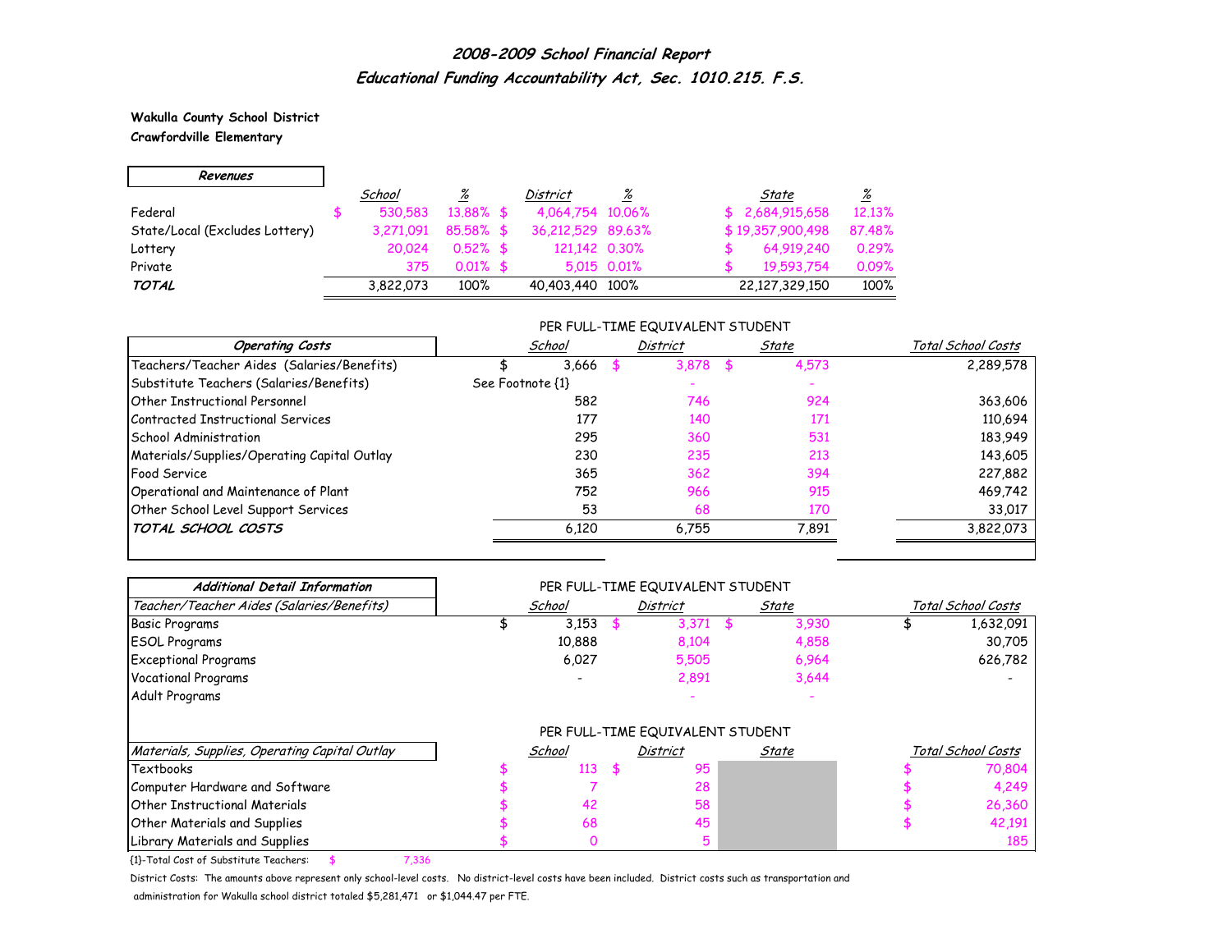# *2008-2009 School Financial Report*
## *Educational Funding Accountability Act, Sec. 1010.215. F.S.*

**Wakulla County School District**
**Crawfordville Elementary**

| *Revenues* | *School* | *%* | *District* | *%* | *State* | *%* |
|---|---|---|---|---|---|---|
| Federal | $ 530,583 | 13.88% | $ 4,064,754 | 10.06% | $ 2,684,915,658 | 12.13% |
| State/Local (Excludes Lottery) | 3,271,091 | 85.58% | $ 36,212,529 | 89.63% | $ 19,357,900,498 | 87.48% |
| Lottery | 20,024 | 0.52% | $ 121,142 | 0.30% | $ 64,919,240 | 0.29% |
| Private | 375 | 0.01% | $ 5,015 | 0.01% | $ 19,593,754 | 0.09% |
| ***TOTAL*** | 3,822,073 | 100% | 40,403,440 | 100% | 22,127,329,150 | 100% |

| *Operating Costs* | PER FULL-TIME EQUIVALENT STUDENT *School* | *District* | *State* | *Total School Costs* |
|---|---|---|---|---|
| Teachers/Teacher Aides (Salaries/Benefits) | $ 3,666 | $ 3,878 | $ 4,573 | 2,289,578 |
| Substitute Teachers (Salaries/Benefits) | See Footnote {1} | - | - | |
| Other Instructional Personnel | 582 | 746 | 924 | 363,606 |
| Contracted Instructional Services | 177 | 140 | 171 | 110,694 |
| School Administration | 295 | 360 | 531 | 183,949 |
| Materials/Supplies/Operating Capital Outlay | 230 | 235 | 213 | 143,605 |
| Food Service | 365 | 362 | 394 | 227,882 |
| Operational and Maintenance of Plant | 752 | 966 | 915 | 469,742 |
| Other School Level Support Services | 53 | 68 | 170 | 33,017 |
| ***TOTAL SCHOOL COSTS*** | 6,120 | 6,755 | 7,891 | 3,822,073 |

| *Additional Detail Information* | PER FULL-TIME EQUIVALENT STUDENT | | | |
|---|---|---|---|---|
| *Teacher/Teacher Aides (Salaries/Benefits)* | *School* | *District* | *State* | *Total School Costs* |
| Basic Programs | $ 3,153 | $ 3,371 | $ 3,930 | $ 1,632,091 |
| ESOL Programs | 10,888 | 8,104 | 4,858 | 30,705 |
| Exceptional Programs | 6,027 | 5,505 | 6,964 | 626,782 |
| Vocational Programs | - | 2,891 | 3,644 | - |
| Adult Programs | | - | - | |

| *Materials, Supplies, Operating Capital Outlay* | PER FULL-TIME EQUIVALENT STUDENT *School* | *District* | *State* | *Total School Costs* |
|---|---|---|---|---|
| Textbooks | $ 113 | $ 95 | | $ 70,804 |
| Computer Hardware and Software | $ 7 | 28 | | $ 4,249 |
| Other Instructional Materials | $ 42 | 58 | | $ 26,360 |
| Other Materials and Supplies | $ 68 | 45 | | $ 42,191 |
| Library Materials and Supplies | $ 0 | 5 | | 185 |

{1}-Total Cost of Substitute Teachers: $ 7,336

District Costs: The amounts above represent only school-level costs. No district-level costs have been included. District costs such as transportation and administration for Wakulla school district totaled $5,281,471 or $1,044.47 per FTE.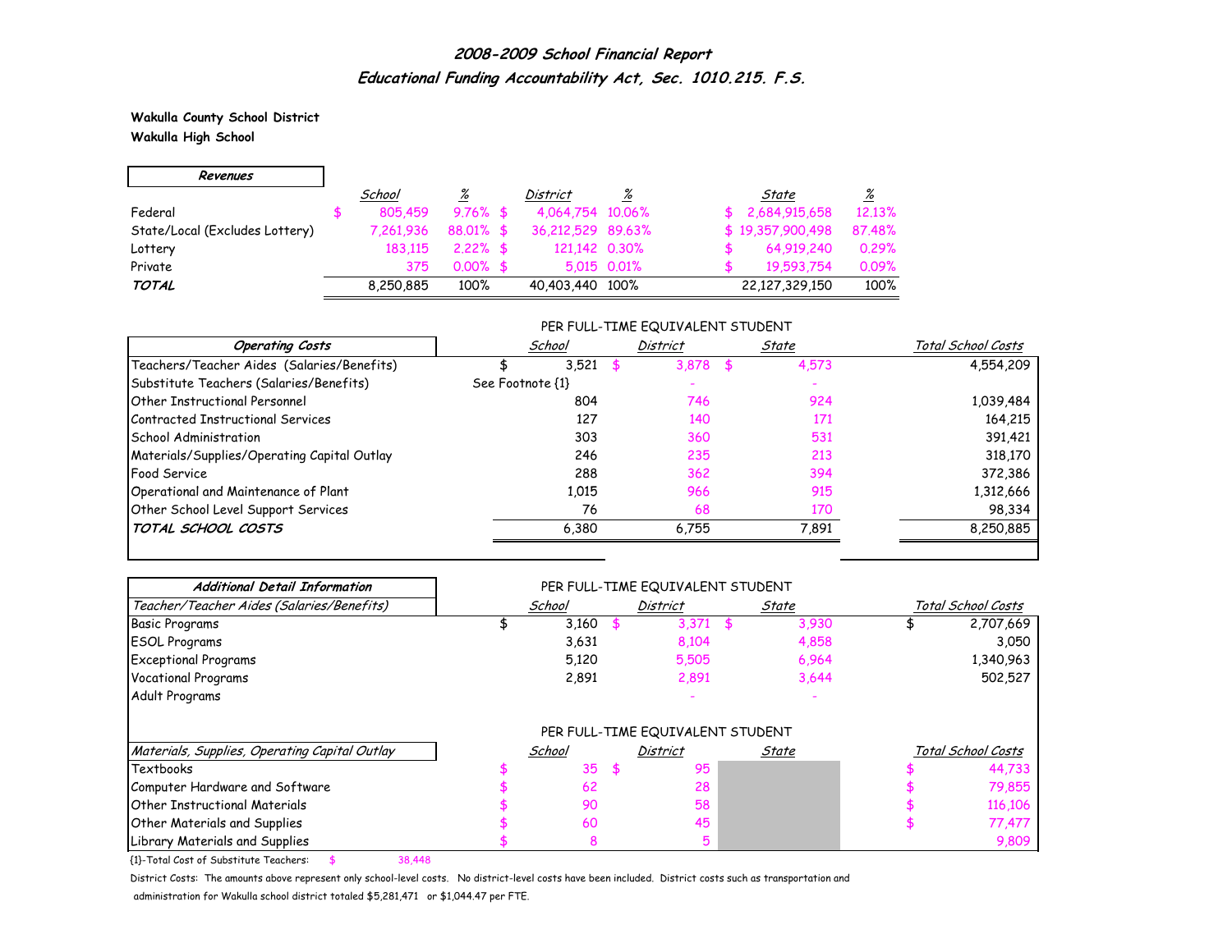# 2008-2009 School Financial Report

## Educational Funding Accountability Act, Sec. 1010.215. F.S.

**Wakulla County School District**
**Wakulla High School**

| Revenues | School | % | District | % | State | % |
|---|---|---|---|---|---|---|
| Federal | $ 805,459 | 9.76% | $ 4,064,754 | 10.06% | $ 2,684,915,658 | 12.13% |
| State/Local (Excludes Lottery) | 7,261,936 | 88.01% | $ 36,212,529 | 89.63% | $ 19,357,900,498 | 87.48% |
| Lottery | 183,115 | 2.22% | $ 121,142 | 0.30% | $ 64,919,240 | 0.29% |
| Private | 375 | 0.00% | $ 5,015 | 0.01% | $ 19,593,754 | 0.09% |
| ***TOTAL*** | 8,250,885 | 100% | 40,403,440 | 100% | 22,127,329,150 | 100% |

PER FULL-TIME EQUIVALENT STUDENT

| Operating Costs | School | District | State | Total School Costs |
|---|---|---|---|---|
| Teachers/Teacher Aides (Salaries/Benefits) | $ 3,521 | $ 3,878 | $ 4,573 | 4,554,209 |
| Substitute Teachers (Salaries/Benefits) | See Footnote {1} | - | - | |
| Other Instructional Personnel | 804 | 746 | 924 | 1,039,484 |
| Contracted Instructional Services | 127 | 140 | 171 | 164,215 |
| School Administration | 303 | 360 | 531 | 391,421 |
| Materials/Supplies/Operating Capital Outlay | 246 | 235 | 213 | 318,170 |
| Food Service | 288 | 362 | 394 | 372,386 |
| Operational and Maintenance of Plant | 1,015 | 966 | 915 | 1,312,666 |
| Other School Level Support Services | 76 | 68 | 170 | 98,334 |
| ***TOTAL SCHOOL COSTS*** | 6,380 | 6,755 | 7,891 | 8,250,885 |

PER FULL-TIME EQUIVALENT STUDENT

| Additional Detail Information<br>Teacher/Teacher Aides (Salaries/Benefits) | School | District | State | Total School Costs |
|---|---|---|---|---|
| Basic Programs | $ 3,160 | $ 3,371 | $ 3,930 | $ 2,707,669 |
| ESOL Programs | 3,631 | 8,104 | 4,858 | 3,050 |
| Exceptional Programs | 5,120 | 5,505 | 6,964 | 1,340,963 |
| Vocational Programs | 2,891 | 2,891 | 3,644 | 502,527 |
| Adult Programs | | - | - | |

PER FULL-TIME EQUIVALENT STUDENT

| Materials, Supplies, Operating Capital Outlay | School | District | State | Total School Costs |
|---|---|---|---|---|
| Textbooks | $ 35 | $ 95 | | $ 44,733 |
| Computer Hardware and Software | $ 62 | 28 | | $ 79,855 |
| Other Instructional Materials | $ 90 | 58 | | $ 116,106 |
| Other Materials and Supplies | $ 60 | 45 | | $ 77,477 |
| Library Materials and Supplies | $ 8 | 5 | | 9,809 |

{1}-Total Cost of Substitute Teachers: $ 38,448

District Costs: The amounts above represent only school-level costs. No district-level costs have been included. District costs such as transportation and administration for Wakulla school district totaled $5,281,471 or $1,044.47 per FTE.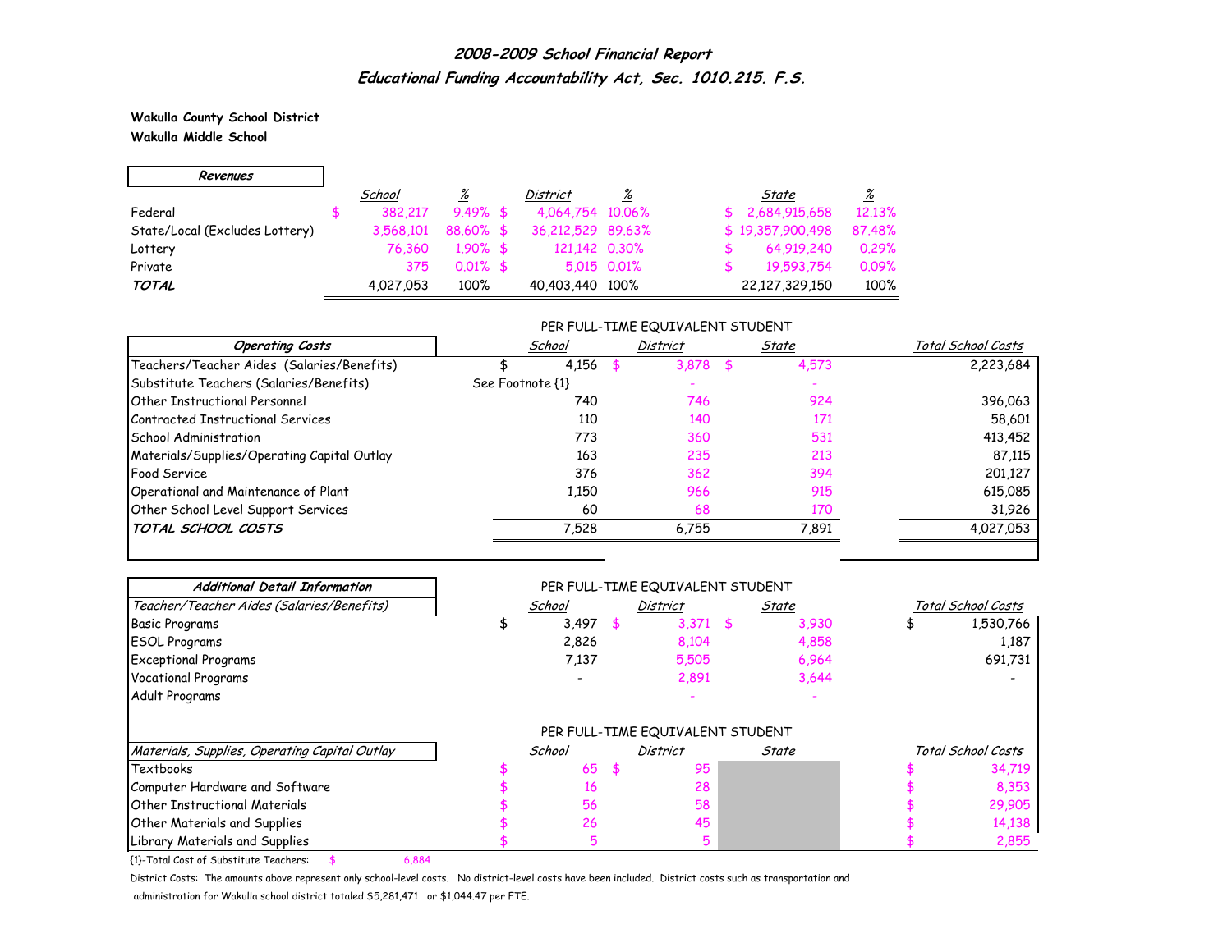# *2008-2009 School Financial Report*

## *Educational Funding Accountability Act, Sec. 1010.215. F.S.*

**Wakulla County School District**
**Wakulla Middle School**

| *Revenues* | *School* | *%* | *District* | *%* | *State* | *%* |
|---|---|---|---|---|---|---|
| Federal | $ 382,217 | 9.49% | $ 4,064,754 | 10.06% | $ 2,684,915,658 | 12.13% |
| State/Local (Excludes Lottery) | 3,568,101 | 88.60% | $ 36,212,529 | 89.63% | $ 19,357,900,498 | 87.48% |
| Lottery | 76,360 | 1.90% | $ 121,142 | 0.30% | $ 64,919,240 | 0.29% |
| Private | 375 | 0.01% | $ 5,015 | 0.01% | $ 19,593,754 | 0.09% |
| ***TOTAL*** | 4,027,053 | 100% | 40,403,440 | 100% | 22,127,329,150 | 100% |

PER FULL-TIME EQUIVALENT STUDENT

| *Operating Costs* | *School* | *District* | *State* | *Total School Costs* |
|---|---|---|---|---|
| Teachers/Teacher Aides (Salaries/Benefits) | $ 4,156 | $ 3,878 | $ 4,573 | 2,223,684 |
| Substitute Teachers (Salaries/Benefits) | See Footnote {1} | - | - | |
| Other Instructional Personnel | 740 | 746 | 924 | 396,063 |
| Contracted Instructional Services | 110 | 140 | 171 | 58,601 |
| School Administration | 773 | 360 | 531 | 413,452 |
| Materials/Supplies/Operating Capital Outlay | 163 | 235 | 213 | 87,115 |
| Food Service | 376 | 362 | 394 | 201,127 |
| Operational and Maintenance of Plant | 1,150 | 966 | 915 | 615,085 |
| Other School Level Support Services | 60 | 68 | 170 | 31,926 |
| ***TOTAL SCHOOL COSTS*** | 7,528 | 6,755 | 7,891 | 4,027,053 |

***Additional Detail Information***

PER FULL-TIME EQUIVALENT STUDENT

| *Teacher/Teacher Aides (Salaries/Benefits)* | *School* | *District* | *State* | *Total School Costs* |
|---|---|---|---|---|
| Basic Programs | $ 3,497 | $ 3,371 | $ 3,930 | $ 1,530,766 |
| ESOL Programs | 2,826 | 8,104 | 4,858 | 1,187 |
| Exceptional Programs | 7,137 | 5,505 | 6,964 | 691,731 |
| Vocational Programs | - | 2,891 | 3,644 | - |
| Adult Programs | | - | - | |

PER FULL-TIME EQUIVALENT STUDENT

| *Materials, Supplies, Operating Capital Outlay* | *School* | *District* | *State* | *Total School Costs* |
|---|---|---|---|---|
| Textbooks | $ 65 | $ 95 | | $ 34,719 |
| Computer Hardware and Software | $ 16 | 28 | | $ 8,353 |
| Other Instructional Materials | $ 56 | 58 | | $ 29,905 |
| Other Materials and Supplies | $ 26 | 45 | | $ 14,138 |
| Library Materials and Supplies | $ 5 | 5 | | $ 2,855 |

{1}-Total Cost of Substitute Teachers: $ 6,884

District Costs: The amounts above represent only school-level costs. No district-level costs have been included. District costs such as transportation and administration for Wakulla school district totaled $5,281,471 or $1,044.47 per FTE.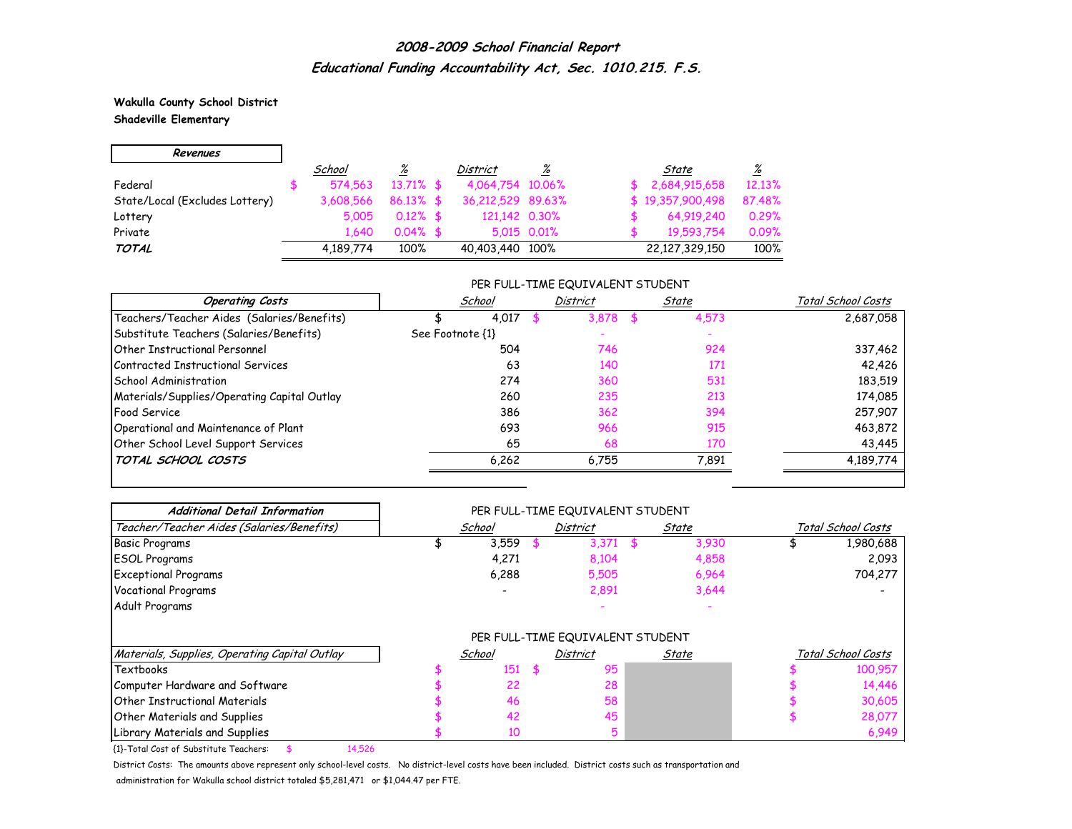## *2008-2009 School Financial Report*
## *Educational Funding Accountability Act, Sec. 1010.215. F.S.*

**Wakulla County School District**
**Shadeville Elementary**

| *Revenues* | *School* | *%* | *District* | *%* | *State* | *%* |
|---|---|---|---|---|---|---|
| Federal | $ 574,563 | 13.71% | $ 4,064,754 | 10.06% | $ 2,684,915,658 | 12.13% |
| State/Local (Excludes Lottery) | 3,608,566 | 86.13% | $ 36,212,529 | 89.63% | $ 19,357,900,498 | 87.48% |
| Lottery | 5,005 | 0.12% | $ 121,142 | 0.30% | $ 64,919,240 | 0.29% |
| Private | 1,640 | 0.04% | $ 5,015 | 0.01% | $ 19,593,754 | 0.09% |
| ***TOTAL*** | 4,189,774 | 100% | 40,403,440 | 100% | 22,127,329,150 | 100% |

| *Operating Costs* | *School* (PER FULL-TIME EQUIVALENT STUDENT) | *District* | *State* | *Total School Costs* |
|---|---|---|---|---|
| Teachers/Teacher Aides (Salaries/Benefits) | $ 4,017 | $ 3,878 | $ 4,573 | 2,687,058 |
| Substitute Teachers (Salaries/Benefits) | See Footnote {1} | - | - | |
| Other Instructional Personnel | 504 | 746 | 924 | 337,462 |
| Contracted Instructional Services | 63 | 140 | 171 | 42,426 |
| School Administration | 274 | 360 | 531 | 183,519 |
| Materials/Supplies/Operating Capital Outlay | 260 | 235 | 213 | 174,085 |
| Food Service | 386 | 362 | 394 | 257,907 |
| Operational and Maintenance of Plant | 693 | 966 | 915 | 463,872 |
| Other School Level Support Services | 65 | 68 | 170 | 43,445 |
| ***TOTAL SCHOOL COSTS*** | 6,262 | 6,755 | 7,891 | 4,189,774 |

| *Additional Detail Information* | | | | |
|---|---|---|---|---|
| *Teacher/Teacher Aides (Salaries/Benefits)* | *School* (PER FULL-TIME EQUIVALENT STUDENT) | *District* | *State* | *Total School Costs* |
| Basic Programs | $ 3,559 | $ 3,371 | $ 3,930 | $ 1,980,688 |
| ESOL Programs | 4,271 | 8,104 | 4,858 | 2,093 |
| Exceptional Programs | 6,288 | 5,505 | 6,964 | 704,277 |
| Vocational Programs | - | 2,891 | 3,644 | - |
| Adult Programs | | - | - | |

| *Materials, Supplies, Operating Capital Outlay* | *School* (PER FULL-TIME EQUIVALENT STUDENT) | *District* | *State* | *Total School Costs* |
|---|---|---|---|---|
| Textbooks | $ 151 | $ 95 | | $ 100,957 |
| Computer Hardware and Software | $ 22 | 28 | | $ 14,446 |
| Other Instructional Materials | $ 46 | 58 | | $ 30,605 |
| Other Materials and Supplies | $ 42 | 45 | | $ 28,077 |
| Library Materials and Supplies | $ 10 | 5 | | 6,949 |

{1}-Total Cost of Substitute Teachers: $ 14,526

District Costs: The amounts above represent only school-level costs. No district-level costs have been included. District costs such as transportation and administration for Wakulla school district totaled $5,281,471 or $1,044.47 per FTE.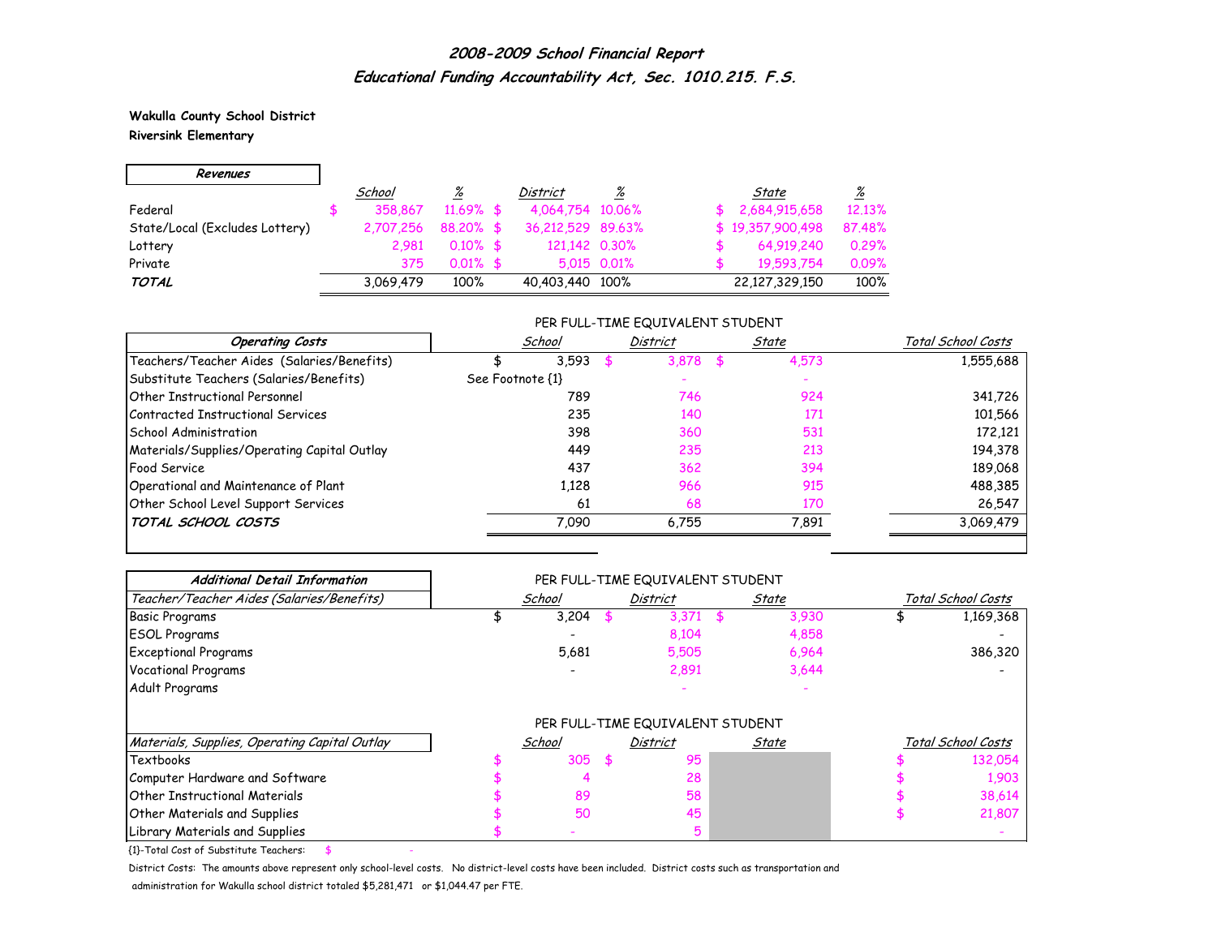## *2008-2009 School Financial Report*

## *Educational Funding Accountability Act, Sec. 1010.215. F.S.*

**Wakulla County School District**
**Riversink Elementary**

| *Revenues* | *School* | *%* | *District* | *%* | *State* | *%* |
|---|---|---|---|---|---|---|
| Federal | $ 358,867 | 11.69% | $ 4,064,754 | 10.06% | $ 2,684,915,658 | 12.13% |
| State/Local (Excludes Lottery) | 2,707,256 | 88.20% | $ 36,212,529 | 89.63% | $ 19,357,900,498 | 87.48% |
| Lottery | 2,981 | 0.10% | $ 121,142 | 0.30% | $ 64,919,240 | 0.29% |
| Private | 375 | 0.01% | $ 5,015 | 0.01% | $ 19,593,754 | 0.09% |
| ***TOTAL*** | 3,069,479 | 100% | 40,403,440 | 100% | 22,127,329,150 | 100% |

| *Operating Costs* | PER FULL-TIME EQUIVALENT STUDENT *School* | *District* | *State* | *Total School Costs* |
|---|---|---|---|---|
| Teachers/Teacher Aides (Salaries/Benefits) | $ 3,593 | $ 3,878 | $ 4,573 | 1,555,688 |
| Substitute Teachers (Salaries/Benefits) | See Footnote {1} | - | - | |
| Other Instructional Personnel | 789 | 746 | 924 | 341,726 |
| Contracted Instructional Services | 235 | 140 | 171 | 101,566 |
| School Administration | 398 | 360 | 531 | 172,121 |
| Materials/Supplies/Operating Capital Outlay | 449 | 235 | 213 | 194,378 |
| Food Service | 437 | 362 | 394 | 189,068 |
| Operational and Maintenance of Plant | 1,128 | 966 | 915 | 488,385 |
| Other School Level Support Services | 61 | 68 | 170 | 26,547 |
| ***TOTAL SCHOOL COSTS*** | 7,090 | 6,755 | 7,891 | 3,069,479 |

| *Additional Detail Information* | PER FULL-TIME EQUIVALENT STUDENT | | | |
|---|---|---|---|---|
| *Teacher/Teacher Aides (Salaries/Benefits)* | *School* | *District* | *State* | *Total School Costs* |
| Basic Programs | $ 3,204 | $ 3,371 | $ 3,930 | $ 1,169,368 |
| ESOL Programs | - | 8,104 | 4,858 | - |
| Exceptional Programs | 5,681 | 5,505 | 6,964 | 386,320 |
| Vocational Programs | - | 2,891 | 3,644 | - |
| Adult Programs | | - | - | |

| *Materials, Supplies, Operating Capital Outlay* | PER FULL-TIME EQUIVALENT STUDENT *School* | *District* | *State* | *Total School Costs* |
|---|---|---|---|---|
| Textbooks | $ 305 | $ 95 | | $ 132,054 |
| Computer Hardware and Software | $ 4 | 28 | | $ 1,903 |
| Other Instructional Materials | $ 89 | 58 | | $ 38,614 |
| Other Materials and Supplies | $ 50 | 45 | | $ 21,807 |
| Library Materials and Supplies | $ - | 5 | | - |

{1}-Total Cost of Substitute Teachers: $ -

District Costs: The amounts above represent only school-level costs. No district-level costs have been included. District costs such as transportation and administration for Wakulla school district totaled $5,281,471 or $1,044.47 per FTE.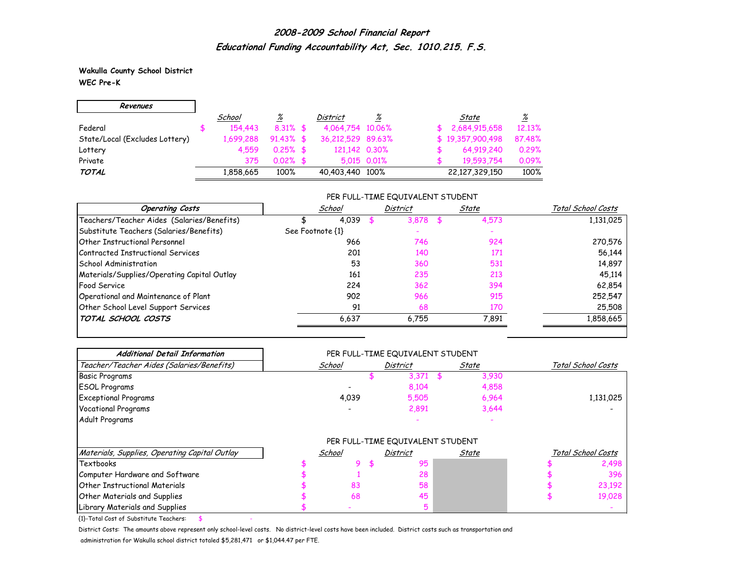## *2008-2009 School Financial Report*
## *Educational Funding Accountability Act, Sec. 1010.215. F.S.*

**Wakulla County School District**
**WEC Pre-K**

| *Revenues* | *School* | *%* | *District* | *%* | *State* | *%* |
|---|---|---|---|---|---|---|
| Federal | $ 154,443 | 8.31% | $ 4,064,754 | 10.06% | $ 2,684,915,658 | 12.13% |
| State/Local (Excludes Lottery) | 1,699,288 | 91.43% | $ 36,212,529 | 89.63% | $ 19,357,900,498 | 87.48% |
| Lottery | 4,559 | 0.25% | $ 121,142 | 0.30% | $ 64,919,240 | 0.29% |
| Private | 375 | 0.02% | $ 5,015 | 0.01% | $ 19,593,754 | 0.09% |
| ***TOTAL*** | 1,858,665 | 100% | 40,403,440 | 100% | 22,127,329,150 | 100% |

PER FULL-TIME EQUIVALENT STUDENT

| *Operating Costs* | *School* | *District* | *State* | *Total School Costs* |
|---|---|---|---|---|
| Teachers/Teacher Aides (Salaries/Benefits) | $ 4,039 | $ 3,878 | $ 4,573 | 1,131,025 |
| Substitute Teachers (Salaries/Benefits) | See Footnote {1} | - | - | |
| Other Instructional Personnel | 966 | 746 | 924 | 270,576 |
| Contracted Instructional Services | 201 | 140 | 171 | 56,144 |
| School Administration | 53 | 360 | 531 | 14,897 |
| Materials/Supplies/Operating Capital Outlay | 161 | 235 | 213 | 45,114 |
| Food Service | 224 | 362 | 394 | 62,854 |
| Operational and Maintenance of Plant | 902 | 966 | 915 | 252,547 |
| Other School Level Support Services | 91 | 68 | 170 | 25,508 |
| ***TOTAL SCHOOL COSTS*** | 6,637 | 6,755 | 7,891 | 1,858,665 |

PER FULL-TIME EQUIVALENT STUDENT

| *Additional Detail Information* | | | | |
|---|---|---|---|---|
| *Teacher/Teacher Aides (Salaries/Benefits)* | *School* | *District* | *State* | *Total School Costs* |
| Basic Programs | | $ 3,371 | $ 3,930 | |
| ESOL Programs | - | 8,104 | 4,858 | |
| Exceptional Programs | 4,039 | 5,505 | 6,964 | 1,131,025 |
| Vocational Programs | - | 2,891 | 3,644 | - |
| Adult Programs | | - | - | |

PER FULL-TIME EQUIVALENT STUDENT

| *Materials, Supplies, Operating Capital Outlay* | *School* | *District* | *State* | *Total School Costs* |
|---|---|---|---|---|
| Textbooks | $ 9 | $ 95 | | $ 2,498 |
| Computer Hardware and Software | $ 1 | 28 | | $ 396 |
| Other Instructional Materials | $ 83 | 58 | | $ 23,192 |
| Other Materials and Supplies | $ 68 | 45 | | $ 19,028 |
| Library Materials and Supplies | $ - | 5 | | - |

{1}-Total Cost of Substitute Teachers: $ -

District Costs: The amounts above represent only school-level costs. No district-level costs have been included. District costs such as transportation and administration for Wakulla school district totaled $5,281,471 or $1,044.47 per FTE.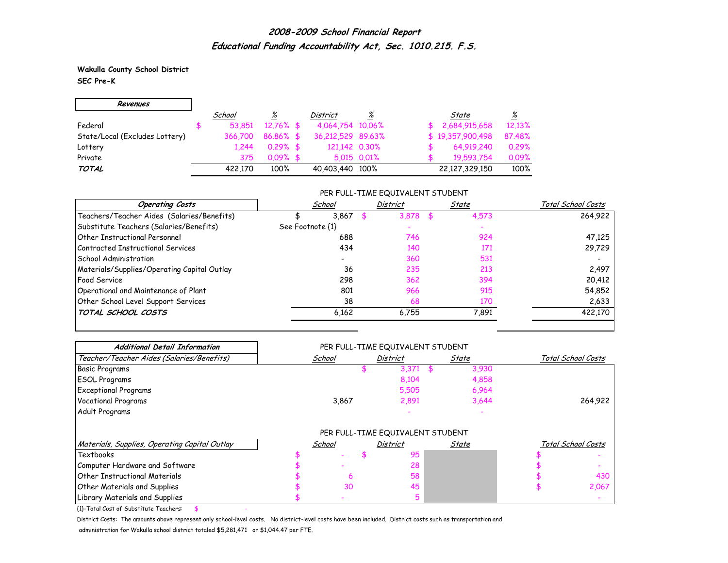# *2008-2009 School Financial Report*

## *Educational Funding Accountability Act, Sec. 1010.215. F.S.*

**Wakulla County School District**
**SEC Pre-K**

| *Revenues* | *School* | *%* | *District* | *%* | *State* | *%* |
|---|---|---|---|---|---|---|
| Federal | $ 53,851 | 12.76% | $ 4,064,754 | 10.06% | $ 2,684,915,658 | 12.13% |
| State/Local (Excludes Lottery) | 366,700 | 86.86% | $ 36,212,529 | 89.63% | $ 19,357,900,498 | 87.48% |
| Lottery | 1,244 | 0.29% | $ 121,142 | 0.30% | $ 64,919,240 | 0.29% |
| Private | 375 | 0.09% | $ 5,015 | 0.01% | $ 19,593,754 | 0.09% |
| ***TOTAL*** | 422,170 | 100% | 40,403,440 | 100% | 22,127,329,150 | 100% |

| *Operating Costs* | PER FULL-TIME EQUIVALENT STUDENT *School* | *District* | *State* | *Total School Costs* |
|---|---|---|---|---|
| Teachers/Teacher Aides (Salaries/Benefits) | $ 3,867 | $ 3,878 | $ 4,573 | 264,922 |
| Substitute Teachers (Salaries/Benefits) | See Footnote {1} | - | - | |
| Other Instructional Personnel | 688 | 746 | 924 | 47,125 |
| Contracted Instructional Services | 434 | 140 | 171 | 29,729 |
| School Administration | - | 360 | 531 | - |
| Materials/Supplies/Operating Capital Outlay | 36 | 235 | 213 | 2,497 |
| Food Service | 298 | 362 | 394 | 20,412 |
| Operational and Maintenance of Plant | 801 | 966 | 915 | 54,852 |
| Other School Level Support Services | 38 | 68 | 170 | 2,633 |
| ***TOTAL SCHOOL COSTS*** | 6,162 | 6,755 | 7,891 | 422,170 |

| *Additional Detail Information* | | | | |
|---|---|---|---|---|
| *Teacher/Teacher Aides (Salaries/Benefits)* | PER FULL-TIME EQUIVALENT STUDENT *School* | *District* | *State* | *Total School Costs* |
| Basic Programs | | $ 3,371 | $ 3,930 | |
| ESOL Programs | | 8,104 | 4,858 | |
| Exceptional Programs | | 5,505 | 6,964 | |
| Vocational Programs | 3,867 | 2,891 | 3,644 | 264,922 |
| Adult Programs | | - | - | |

| *Materials, Supplies, Operating Capital Outlay* | PER FULL-TIME EQUIVALENT STUDENT *School* | *District* | *State* | *Total School Costs* |
|---|---|---|---|---|
| Textbooks | $ - | $ 95 | | $ - |
| Computer Hardware and Software | $ - | 28 | | $ - |
| Other Instructional Materials | $ 6 | 58 | | $ 430 |
| Other Materials and Supplies | $ 30 | 45 | | $ 2,067 |
| Library Materials and Supplies | $ - | 5 | | - |

{1}-Total Cost of Substitute Teachers: $ -

District Costs: The amounts above represent only school-level costs. No district-level costs have been included. District costs such as transportation and administration for Wakulla school district totaled $5,281,471 or $1,044.47 per FTE.